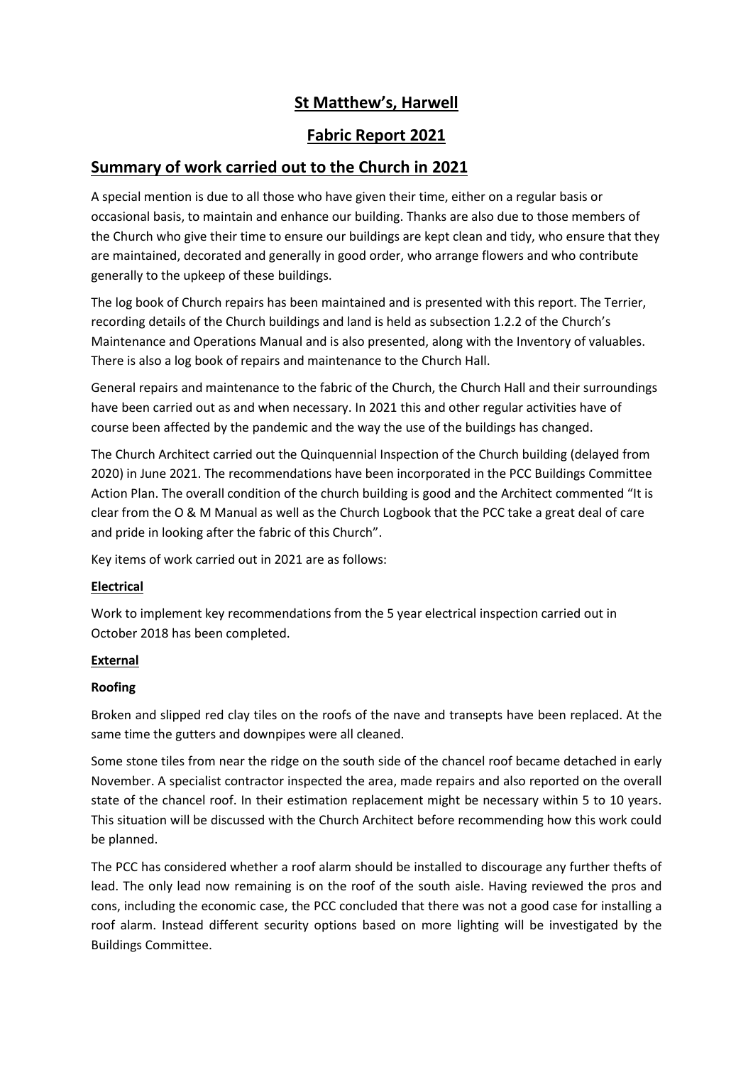# St Matthew's, Harwell

## Fabric Report 2021

## Summary of work carried out to the Church in 2021

A special mention is due to all those who have given their time, either on a regular basis or occasional basis, to maintain and enhance our building. Thanks are also due to those members of the Church who give their time to ensure our buildings are kept clean and tidy, who ensure that they are maintained, decorated and generally in good order, who arrange flowers and who contribute generally to the upkeep of these buildings.

The log book of Church repairs has been maintained and is presented with this report. The Terrier, recording details of the Church buildings and land is held as subsection 1.2.2 of the Church's Maintenance and Operations Manual and is also presented, along with the Inventory of valuables. There is also a log book of repairs and maintenance to the Church Hall.

General repairs and maintenance to the fabric of the Church, the Church Hall and their surroundings have been carried out as and when necessary. In 2021 this and other regular activities have of course been affected by the pandemic and the way the use of the buildings has changed.

The Church Architect carried out the Quinquennial Inspection of the Church building (delayed from 2020) in June 2021. The recommendations have been incorporated in the PCC Buildings Committee Action Plan. The overall condition of the church building is good and the Architect commented "It is clear from the O & M Manual as well as the Church Logbook that the PCC take a great deal of care and pride in looking after the fabric of this Church".

Key items of work carried out in 2021 are as follows:

### Electrical

Work to implement key recommendations from the 5 year electrical inspection carried out in October 2018 has been completed.

### External

#### Roofing

Broken and slipped red clay tiles on the roofs of the nave and transepts have been replaced. At the same time the gutters and downpipes were all cleaned.

Some stone tiles from near the ridge on the south side of the chancel roof became detached in early November. A specialist contractor inspected the area, made repairs and also reported on the overall state of the chancel roof. In their estimation replacement might be necessary within 5 to 10 years. This situation will be discussed with the Church Architect before recommending how this work could be planned.

The PCC has considered whether a roof alarm should be installed to discourage any further thefts of lead. The only lead now remaining is on the roof of the south aisle. Having reviewed the pros and cons, including the economic case, the PCC concluded that there was not a good case for installing a roof alarm. Instead different security options based on more lighting will be investigated by the Buildings Committee.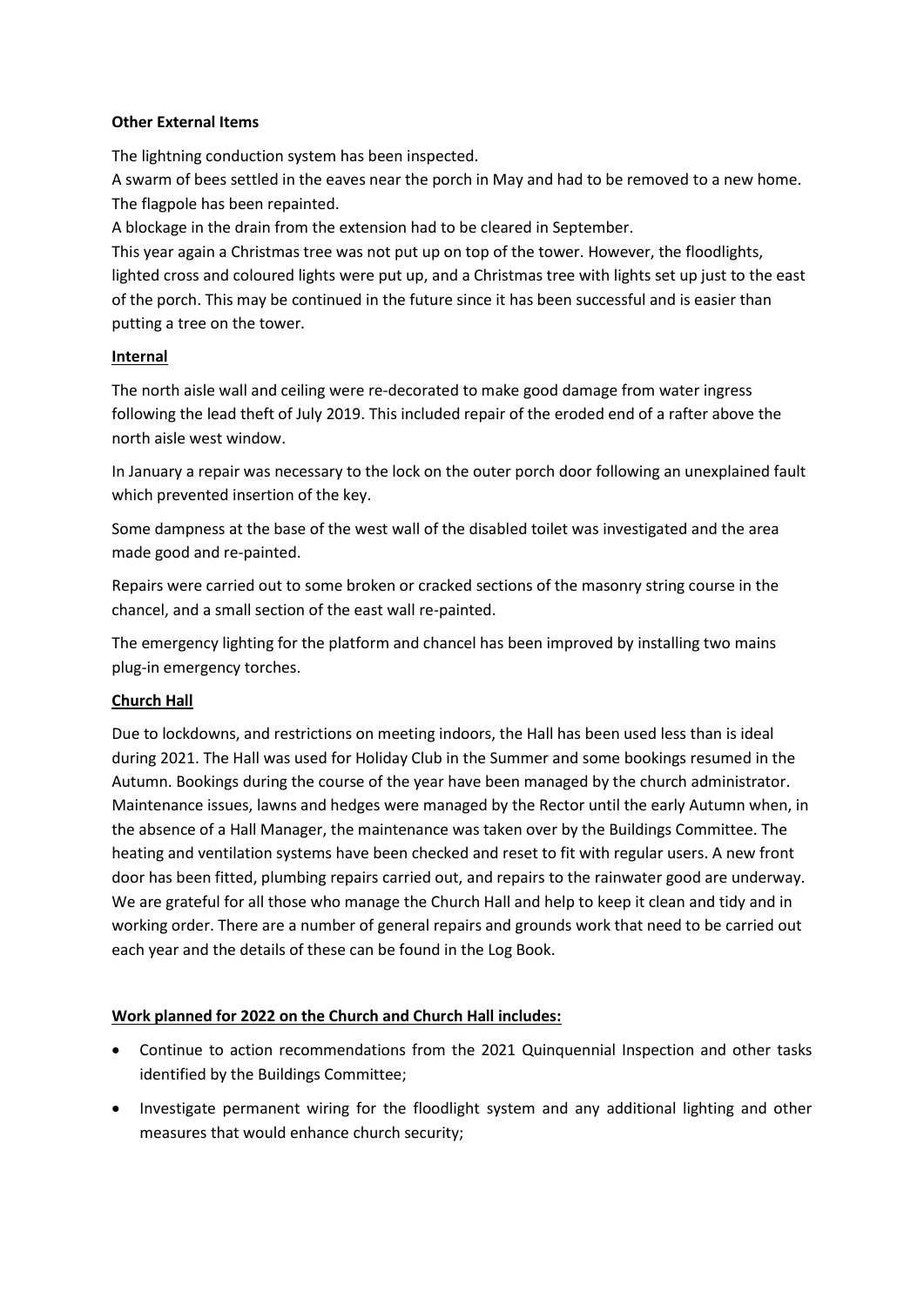**Other External Items**

The lightning conduction system has been inspected.
A swarm of bees settled in the eaves near the porch in May and had to be removed to a new home.
The flagpole has been repainted.
A blockage in the drain from the extension had to be cleared in September.
This year again a Christmas tree was not put up on top of the tower. However, the floodlights, lighted cross and coloured lights were put up, and a Christmas tree with lights set up just to the east of the porch. This may be continued in the future since it has been successful and is easier than putting a tree on the tower.

**Internal**

The north aisle wall and ceiling were re-decorated to make good damage from water ingress following the lead theft of July 2019. This included repair of the eroded end of a rafter above the north aisle west window.

In January a repair was necessary to the lock on the outer porch door following an unexplained fault which prevented insertion of the key.

Some dampness at the base of the west wall of the disabled toilet was investigated and the area made good and re-painted.

Repairs were carried out to some broken or cracked sections of the masonry string course in the chancel, and a small section of the east wall re-painted.

The emergency lighting for the platform and chancel has been improved by installing two mains plug-in emergency torches.

**Church Hall**

Due to lockdowns, and restrictions on meeting indoors, the Hall has been used less than is ideal during 2021. The Hall was used for Holiday Club in the Summer and some bookings resumed in the Autumn. Bookings during the course of the year have been managed by the church administrator. Maintenance issues, lawns and hedges were managed by the Rector until the early Autumn when, in the absence of a Hall Manager, the maintenance was taken over by the Buildings Committee. The heating and ventilation systems have been checked and reset to fit with regular users. A new front door has been fitted, plumbing repairs carried out, and repairs to the rainwater good are underway. We are grateful for all those who manage the Church Hall and help to keep it clean and tidy and in working order. There are a number of general repairs and grounds work that need to be carried out each year and the details of these can be found in the Log Book.

**Work planned for 2022 on the Church and Church Hall includes:**

- Continue to action recommendations from the 2021 Quinquennial Inspection and other tasks identified by the Buildings Committee;
- Investigate permanent wiring for the floodlight system and any additional lighting and other measures that would enhance church security;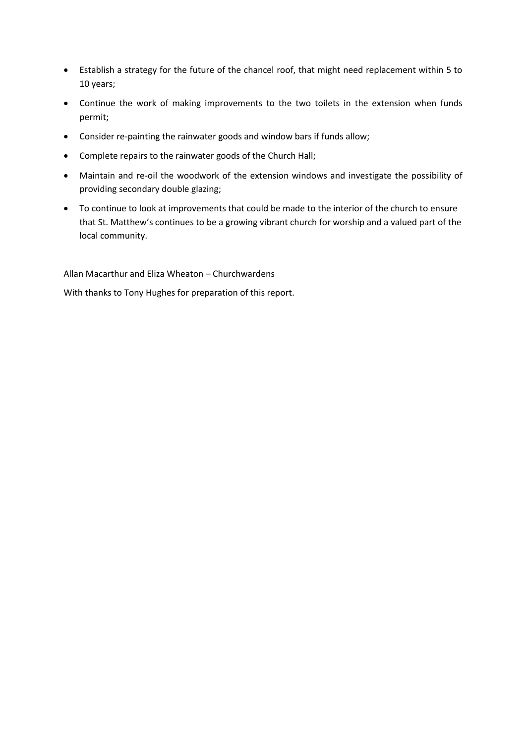- Establish a strategy for the future of the chancel roof, that might need replacement within 5 to 10 years;
- Continue the work of making improvements to the two toilets in the extension when funds permit;
- Consider re-painting the rainwater goods and window bars if funds allow;
- Complete repairs to the rainwater goods of the Church Hall;
- Maintain and re-oil the woodwork of the extension windows and investigate the possibility of providing secondary double glazing;
- To continue to look at improvements that could be made to the interior of the church to ensure that St. Matthew's continues to be a growing vibrant church for worship and a valued part of the local community.

Allan Macarthur and Eliza Wheaton – Churchwardens

With thanks to Tony Hughes for preparation of this report.